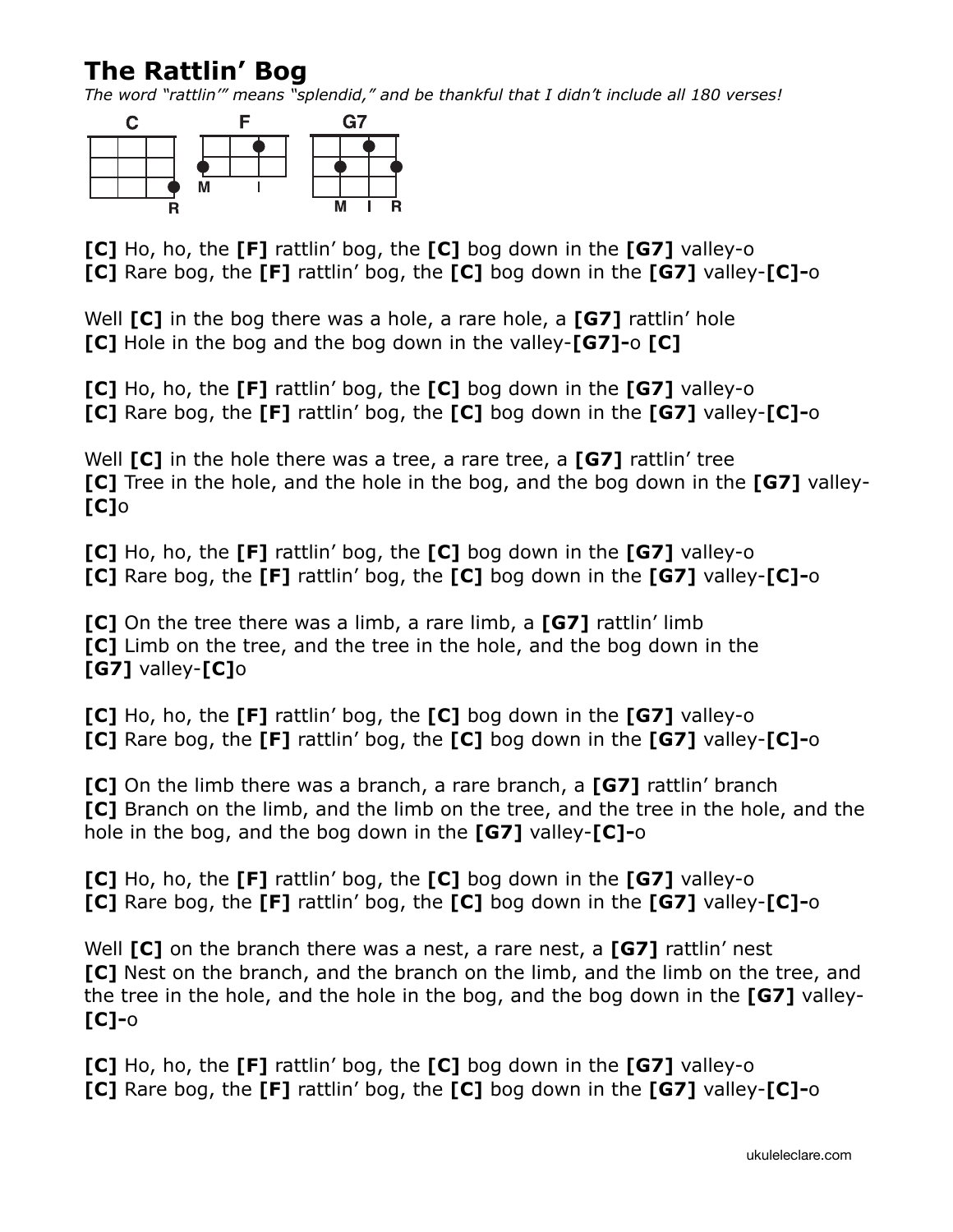# The Rattlin' Bog

*The word "rattlin'" means "splendid," and be thankful that I didn't include all 180 verses!*

C F G7

R M I M I R

**[C]** Ho, ho, the **[F]** rattlin' bog, the **[C]** bog down in the **[G7]** valley-o
**[C]** Rare bog, the **[F]** rattlin' bog, the **[C]** bog down in the **[G7]** valley-**[C]-**o

Well **[C]** in the bog there was a hole, a rare hole, a **[G7]** rattlin' hole
**[C]** Hole in the bog and the bog down in the valley-**[G7]-**o **[C]**

**[C]** Ho, ho, the **[F]** rattlin' bog, the **[C]** bog down in the **[G7]** valley-o
**[C]** Rare bog, the **[F]** rattlin' bog, the **[C]** bog down in the **[G7]** valley-**[C]-**o

Well **[C]** in the hole there was a tree, a rare tree, a **[G7]** rattlin' tree
**[C]** Tree in the hole, and the hole in the bog, and the bog down in the **[G7]** valley-**[C]**o

**[C]** Ho, ho, the **[F]** rattlin' bog, the **[C]** bog down in the **[G7]** valley-o
**[C]** Rare bog, the **[F]** rattlin' bog, the **[C]** bog down in the **[G7]** valley-**[C]-**o

**[C]** On the tree there was a limb, a rare limb, a **[G7]** rattlin' limb
**[C]** Limb on the tree, and the tree in the hole, and the bog down in the **[G7]** valley-**[C]**o

**[C]** Ho, ho, the **[F]** rattlin' bog, the **[C]** bog down in the **[G7]** valley-o
**[C]** Rare bog, the **[F]** rattlin' bog, the **[C]** bog down in the **[G7]** valley-**[C]-**o

**[C]** On the limb there was a branch, a rare branch, a **[G7]** rattlin' branch
**[C]** Branch on the limb, and the limb on the tree, and the tree in the hole, and the hole in the bog, and the bog down in the **[G7]** valley-**[C]-**o

**[C]** Ho, ho, the **[F]** rattlin' bog, the **[C]** bog down in the **[G7]** valley-o
**[C]** Rare bog, the **[F]** rattlin' bog, the **[C]** bog down in the **[G7]** valley-**[C]-**o

Well **[C]** on the branch there was a nest, a rare nest, a **[G7]** rattlin' nest
**[C]** Nest on the branch, and the branch on the limb, and the limb on the tree, and the tree in the hole, and the hole in the bog, and the bog down in the **[G7]** valley-**[C]-**o

**[C]** Ho, ho, the **[F]** rattlin' bog, the **[C]** bog down in the **[G7]** valley-o
**[C]** Rare bog, the **[F]** rattlin' bog, the **[C]** bog down in the **[G7]** valley-**[C]-**o

ukuleleclare.com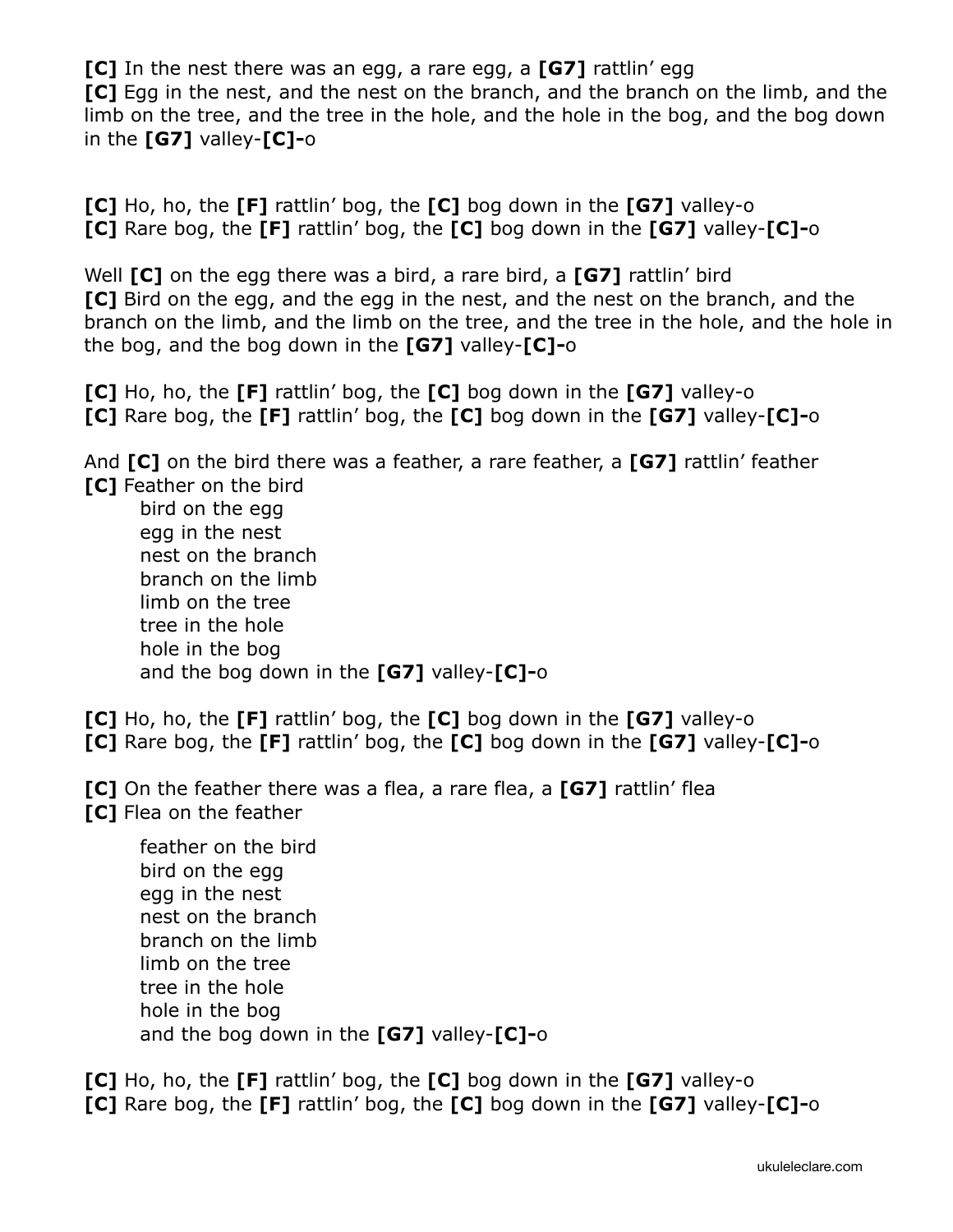**[C]** In the nest there was an egg, a rare egg, a **[G7]** rattlin' egg
**[C]** Egg in the nest, and the nest on the branch, and the branch on the limb, and the limb on the tree, and the tree in the hole, and the hole in the bog, and the bog down in the **[G7]** valley-**[C]-**o

**[C]** Ho, ho, the **[F]** rattlin' bog, the **[C]** bog down in the **[G7]** valley-o
**[C]** Rare bog, the **[F]** rattlin' bog, the **[C]** bog down in the **[G7]** valley-**[C]-**o

Well **[C]** on the egg there was a bird, a rare bird, a **[G7]** rattlin' bird
**[C]** Bird on the egg, and the egg in the nest, and the nest on the branch, and the branch on the limb, and the limb on the tree, and the tree in the hole, and the hole in the bog, and the bog down in the **[G7]** valley-**[C]-**o

**[C]** Ho, ho, the **[F]** rattlin' bog, the **[C]** bog down in the **[G7]** valley-o
**[C]** Rare bog, the **[F]** rattlin' bog, the **[C]** bog down in the **[G7]** valley-**[C]-**o

And **[C]** on the bird there was a feather, a rare feather, a **[G7]** rattlin' feather
**[C]** Feather on the bird
    bird on the egg
    egg in the nest
    nest on the branch
    branch on the limb
    limb on the tree
    tree in the hole
    hole in the bog
    and the bog down in the **[G7]** valley-**[C]-**o

**[C]** Ho, ho, the **[F]** rattlin' bog, the **[C]** bog down in the **[G7]** valley-o
**[C]** Rare bog, the **[F]** rattlin' bog, the **[C]** bog down in the **[G7]** valley-**[C]-**o

**[C]** On the feather there was a flea, a rare flea, a **[G7]** rattlin' flea
**[C]** Flea on the feather
    feather on the bird
    bird on the egg
    egg in the nest
    nest on the branch
    branch on the limb
    limb on the tree
    tree in the hole
    hole in the bog
    and the bog down in the **[G7]** valley-**[C]-**o

**[C]** Ho, ho, the **[F]** rattlin' bog, the **[C]** bog down in the **[G7]** valley-o
**[C]** Rare bog, the **[F]** rattlin' bog, the **[C]** bog down in the **[G7]** valley-**[C]-**o